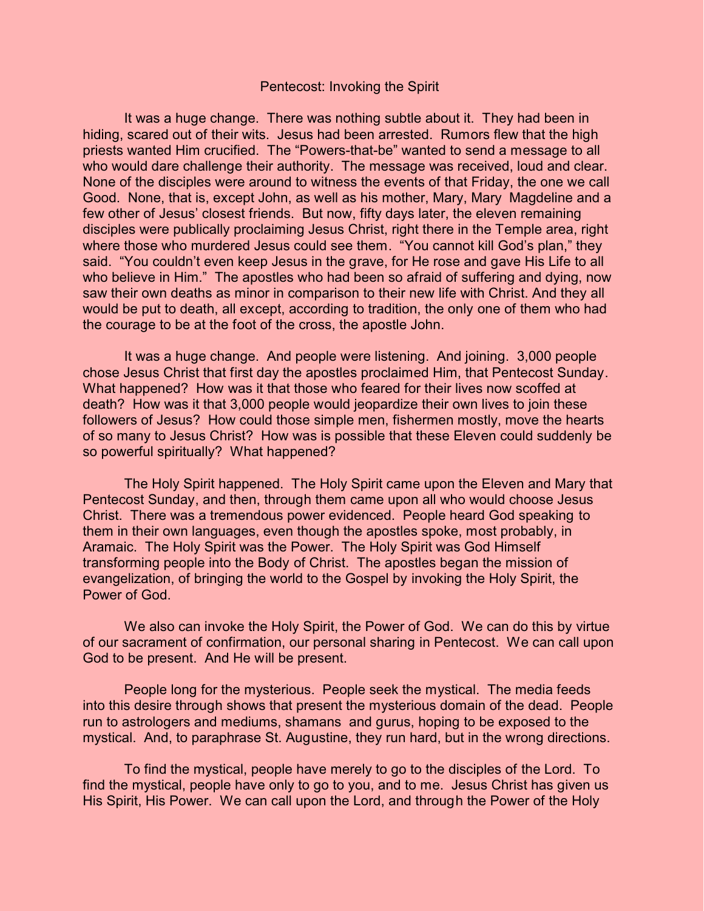# Pentecost: Invoking the Spirit

It was a huge change. There was nothing subtle about it. They had been in hiding, scared out of their wits. Jesus had been arrested. Rumors flew that the high priests wanted Him crucified. The "Powers-that-be" wanted to send a message to all who would dare challenge their authority. The message was received, loud and clear. None of the disciples were around to witness the events of that Friday, the one we call Good. None, that is, except John, as well as his mother, Mary, Mary Magdeline and a few other of Jesus' closest friends. But now, fifty days later, the eleven remaining disciples were publically proclaiming Jesus Christ, right there in the Temple area, right where those who murdered Jesus could see them. "You cannot kill God's plan," they said. "You couldn't even keep Jesus in the grave, for He rose and gave His Life to all who believe in Him." The apostles who had been so afraid of suffering and dying, now saw their own deaths as minor in comparison to their new life with Christ. And they all would be put to death, all except, according to tradition, the only one of them who had the courage to be at the foot of the cross, the apostle John.

It was a huge change. And people were listening. And joining. 3,000 people chose Jesus Christ that first day the apostles proclaimed Him, that Pentecost Sunday. What happened? How was it that those who feared for their lives now scoffed at death? How was it that 3,000 people would jeopardize their own lives to join these followers of Jesus? How could those simple men, fishermen mostly, move the hearts of so many to Jesus Christ? How was is possible that these Eleven could suddenly be so powerful spiritually? What happened?

The Holy Spirit happened. The Holy Spirit came upon the Eleven and Mary that Pentecost Sunday, and then, through them came upon all who would choose Jesus Christ. There was a tremendous power evidenced. People heard God speaking to them in their own languages, even though the apostles spoke, most probably, in Aramaic. The Holy Spirit was the Power. The Holy Spirit was God Himself transforming people into the Body of Christ. The apostles began the mission of evangelization, of bringing the world to the Gospel by invoking the Holy Spirit, the Power of God.

We also can invoke the Holy Spirit, the Power of God. We can do this by virtue of our sacrament of confirmation, our personal sharing in Pentecost. We can call upon God to be present. And He will be present.

People long for the mysterious. People seek the mystical. The media feeds into this desire through shows that present the mysterious domain of the dead. People run to astrologers and mediums, shamans and gurus, hoping to be exposed to the mystical. And, to paraphrase St. Augustine, they run hard, but in the wrong directions.

To find the mystical, people have merely to go to the disciples of the Lord. To find the mystical, people have only to go to you, and to me. Jesus Christ has given us His Spirit, His Power. We can call upon the Lord, and through the Power of the Holy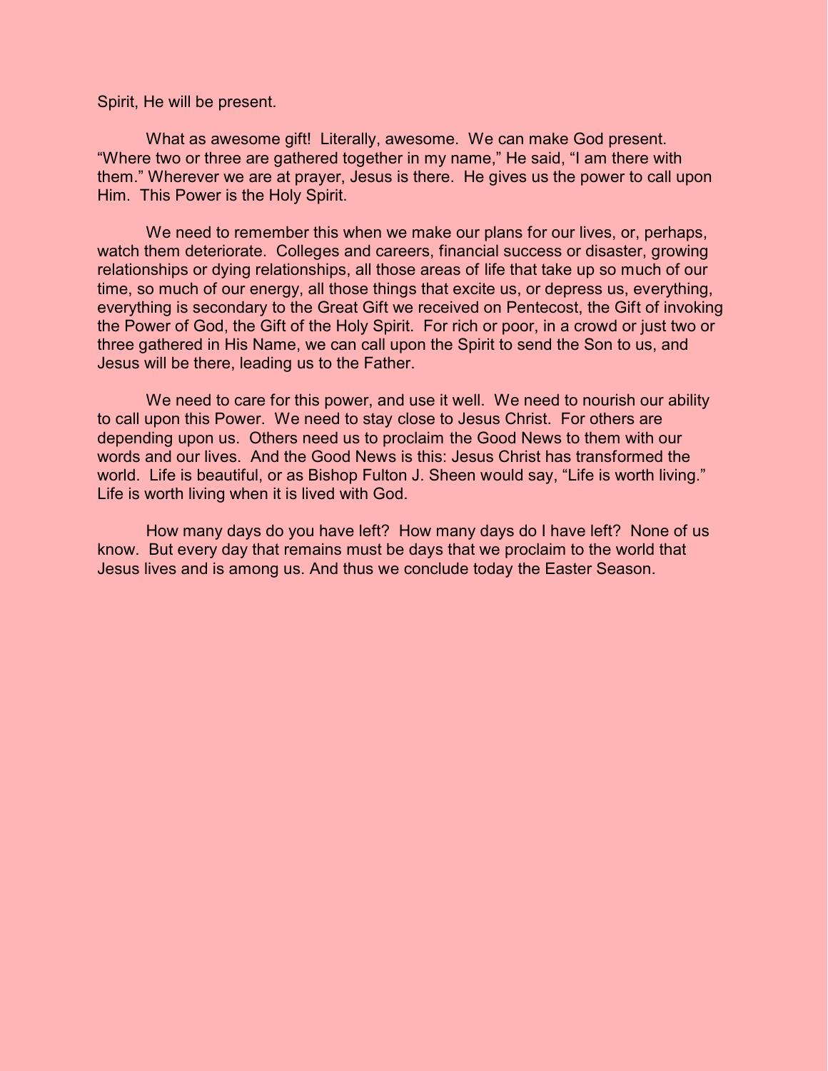Spirit, He will be present.

What as awesome gift! Literally, awesome. We can make God present. “Where two or three are gathered together in my name,” He said, “I am there with them.” Wherever we are at prayer, Jesus is there. He gives us the power to call upon Him. This Power is the Holy Spirit.

We need to remember this when we make our plans for our lives, or, perhaps, watch them deteriorate. Colleges and careers, financial success or disaster, growing relationships or dying relationships, all those areas of life that take up so much of our time, so much of our energy, all those things that excite us, or depress us, everything, everything is secondary to the Great Gift we received on Pentecost, the Gift of invoking the Power of God, the Gift of the Holy Spirit. For rich or poor, in a crowd or just two or three gathered in His Name, we can call upon the Spirit to send the Son to us, and Jesus will be there, leading us to the Father.

We need to care for this power, and use it well. We need to nourish our ability to call upon this Power. We need to stay close to Jesus Christ. For others are depending upon us. Others need us to proclaim the Good News to them with our words and our lives. And the Good News is this: Jesus Christ has transformed the world. Life is beautiful, or as Bishop Fulton J. Sheen would say, “Life is worth living.” Life is worth living when it is lived with God.

How many days do you have left? How many days do I have left? None of us know. But every day that remains must be days that we proclaim to the world that Jesus lives and is among us. And thus we conclude today the Easter Season.